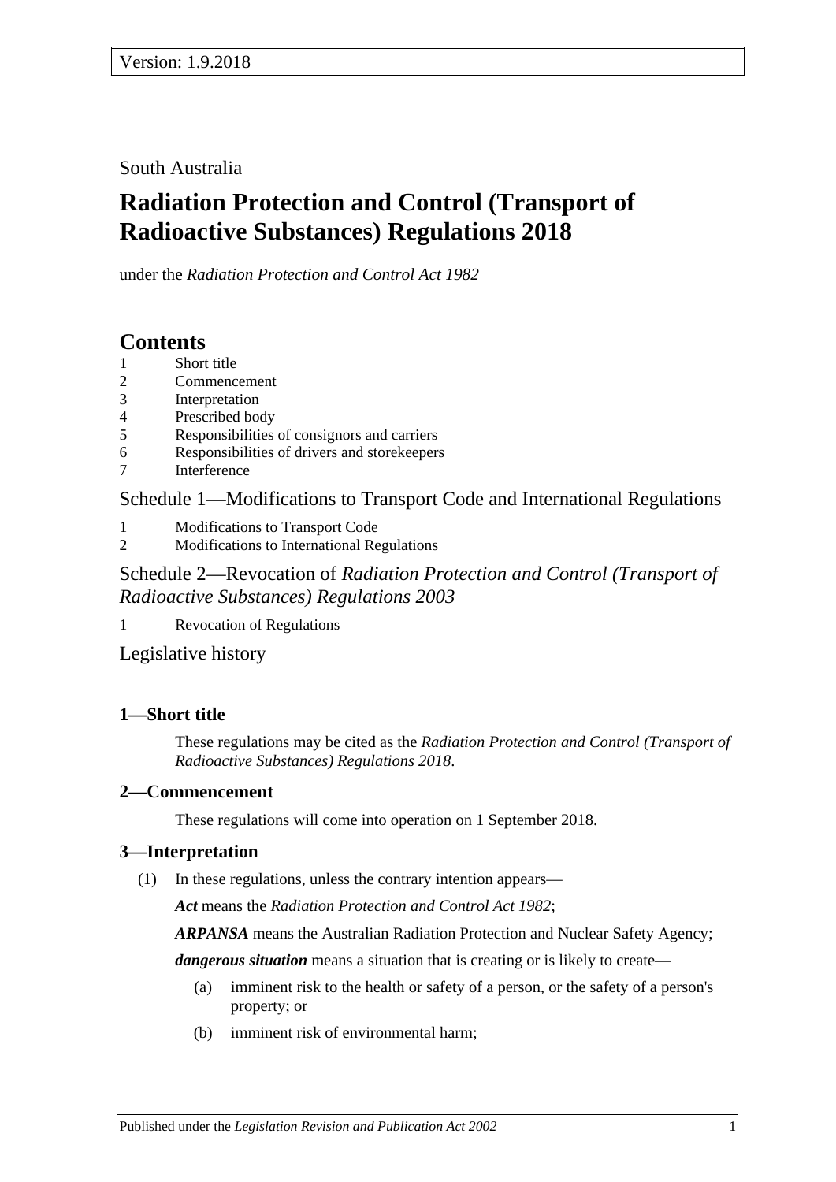Version: 1.9.2018

South Australia

# Radiation Protection and Control (Transport of Radioactive Substances) Regulations 2018

under the *Radiation Protection and Control Act 1982*

## Contents

1 Short title
2 Commencement
3 Interpretation
4 Prescribed body
5 Responsibilities of consignors and carriers
6 Responsibilities of drivers and storekeepers
7 Interference

Schedule 1—Modifications to Transport Code and International Regulations

1 Modifications to Transport Code
2 Modifications to International Regulations

Schedule 2—Revocation of *Radiation Protection and Control (Transport of Radioactive Substances) Regulations 2003*

1 Revocation of Regulations

Legislative history

### 1—Short title

These regulations may be cited as the *Radiation Protection and Control (Transport of Radioactive Substances) Regulations 2018*.

### 2—Commencement

These regulations will come into operation on 1 September 2018.

### 3—Interpretation

(1) In these regulations, unless the contrary intention appears—

***Act*** means the *Radiation Protection and Control Act 1982*;

***ARPANSA*** means the Australian Radiation Protection and Nuclear Safety Agency;

***dangerous situation*** means a situation that is creating or is likely to create—

(a) imminent risk to the health or safety of a person, or the safety of a person's property; or

(b) imminent risk of environmental harm;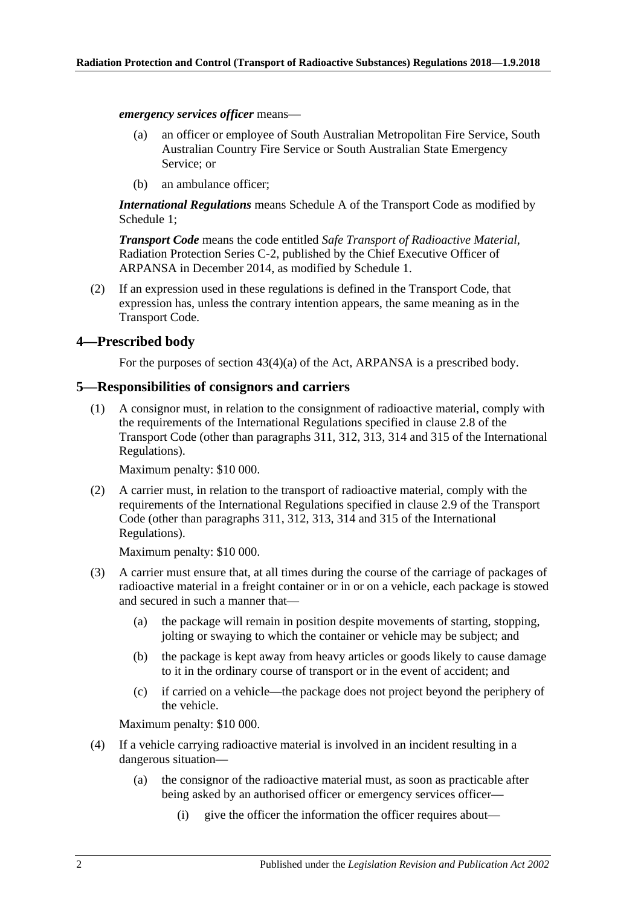***emergency services officer*** means—

(a) an officer or employee of South Australian Metropolitan Fire Service, South Australian Country Fire Service or South Australian State Emergency Service; or

(b) an ambulance officer;

***International Regulations*** means Schedule A of the Transport Code as modified by Schedule 1;

***Transport Code*** means the code entitled *Safe Transport of Radioactive Material*, Radiation Protection Series C-2, published by the Chief Executive Officer of ARPANSA in December 2014, as modified by Schedule 1.

(2) If an expression used in these regulations is defined in the Transport Code, that expression has, unless the contrary intention appears, the same meaning as in the Transport Code.

## 4—Prescribed body

For the purposes of section 43(4)(a) of the Act, ARPANSA is a prescribed body.

## 5—Responsibilities of consignors and carriers

(1) A consignor must, in relation to the consignment of radioactive material, comply with the requirements of the International Regulations specified in clause 2.8 of the Transport Code (other than paragraphs 311, 312, 313, 314 and 315 of the International Regulations).

Maximum penalty: $10 000.

(2) A carrier must, in relation to the transport of radioactive material, comply with the requirements of the International Regulations specified in clause 2.9 of the Transport Code (other than paragraphs 311, 312, 313, 314 and 315 of the International Regulations).

Maximum penalty: $10 000.

(3) A carrier must ensure that, at all times during the course of the carriage of packages of radioactive material in a freight container or in or on a vehicle, each package is stowed and secured in such a manner that—

(a) the package will remain in position despite movements of starting, stopping, jolting or swaying to which the container or vehicle may be subject; and

(b) the package is kept away from heavy articles or goods likely to cause damage to it in the ordinary course of transport or in the event of accident; and

(c) if carried on a vehicle—the package does not project beyond the periphery of the vehicle.

Maximum penalty: $10 000.

(4) If a vehicle carrying radioactive material is involved in an incident resulting in a dangerous situation—

(a) the consignor of the radioactive material must, as soon as practicable after being asked by an authorised officer or emergency services officer—

(i) give the officer the information the officer requires about—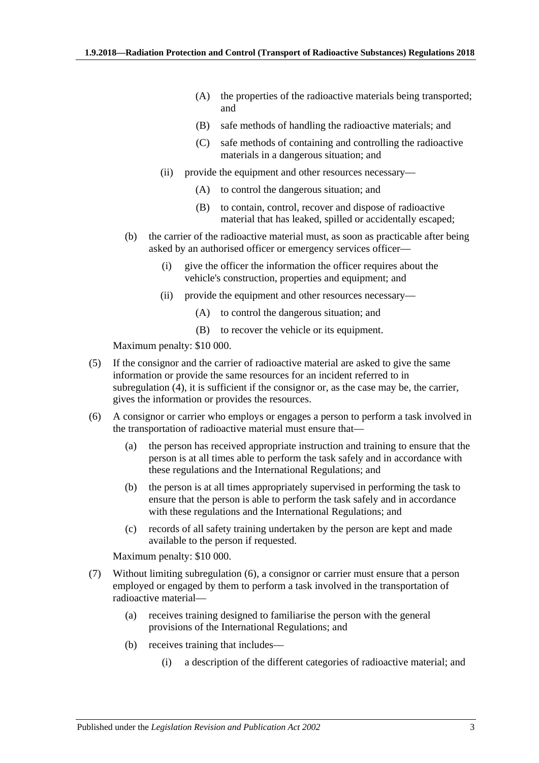(A) the properties of the radioactive materials being transported; and

(B) safe methods of handling the radioactive materials; and

(C) safe methods of containing and controlling the radioactive materials in a dangerous situation; and

(ii) provide the equipment and other resources necessary—

(A) to control the dangerous situation; and

(B) to contain, control, recover and dispose of radioactive material that has leaked, spilled or accidentally escaped;

(b) the carrier of the radioactive material must, as soon as practicable after being asked by an authorised officer or emergency services officer—

(i) give the officer the information the officer requires about the vehicle's construction, properties and equipment; and

(ii) provide the equipment and other resources necessary—

(A) to control the dangerous situation; and

(B) to recover the vehicle or its equipment.

Maximum penalty: $10 000.

(5) If the consignor and the carrier of radioactive material are asked to give the same information or provide the same resources for an incident referred to in subregulation (4), it is sufficient if the consignor or, as the case may be, the carrier, gives the information or provides the resources.

(6) A consignor or carrier who employs or engages a person to perform a task involved in the transportation of radioactive material must ensure that—

(a) the person has received appropriate instruction and training to ensure that the person is at all times able to perform the task safely and in accordance with these regulations and the International Regulations; and

(b) the person is at all times appropriately supervised in performing the task to ensure that the person is able to perform the task safely and in accordance with these regulations and the International Regulations; and

(c) records of all safety training undertaken by the person are kept and made available to the person if requested.

Maximum penalty: $10 000.

(7) Without limiting subregulation (6), a consignor or carrier must ensure that a person employed or engaged by them to perform a task involved in the transportation of radioactive material—

(a) receives training designed to familiarise the person with the general provisions of the International Regulations; and

(b) receives training that includes—

(i) a description of the different categories of radioactive material; and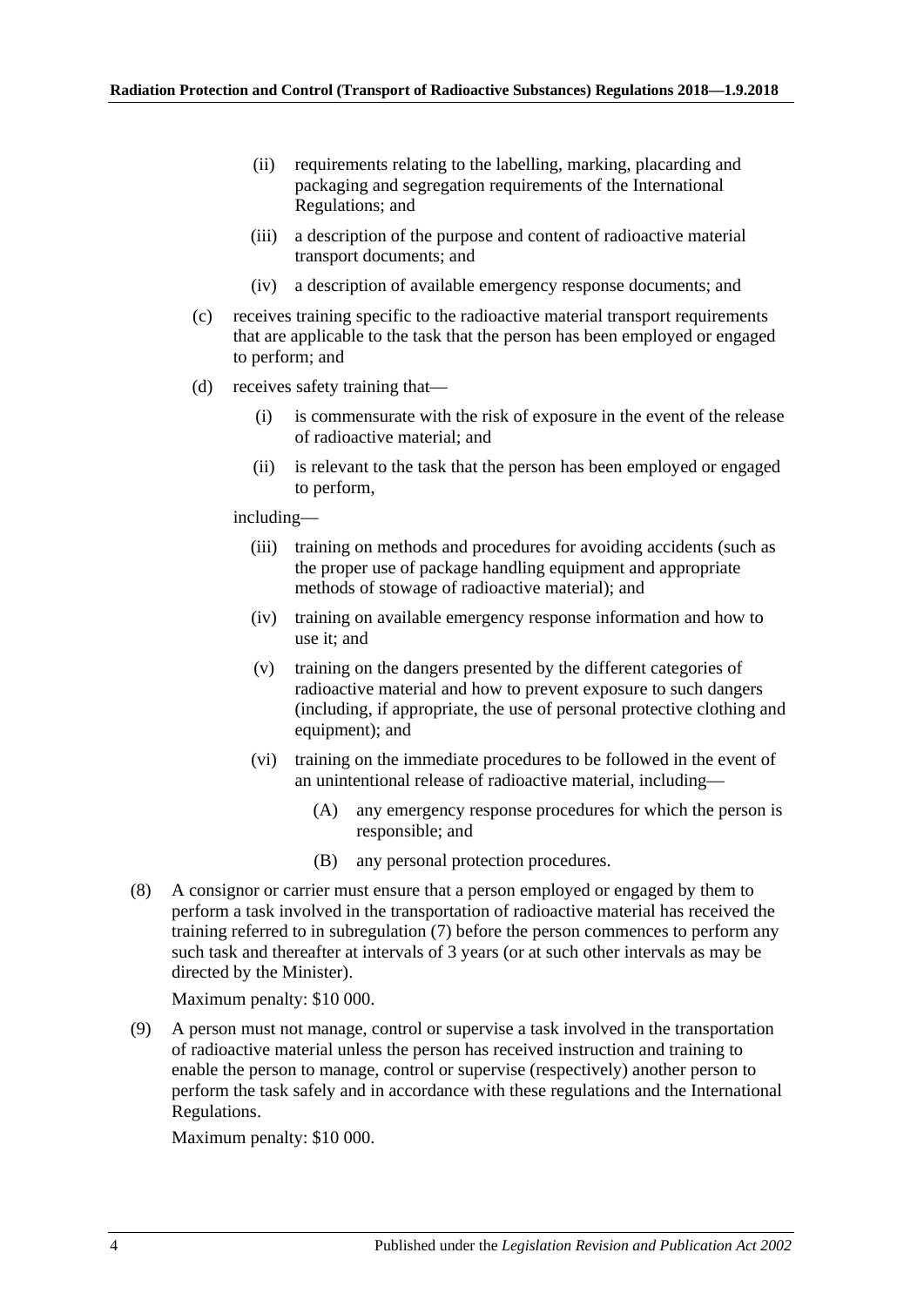(ii) requirements relating to the labelling, marking, placarding and packaging and segregation requirements of the International Regulations; and

(iii) a description of the purpose and content of radioactive material transport documents; and

(iv) a description of available emergency response documents; and

(c) receives training specific to the radioactive material transport requirements that are applicable to the task that the person has been employed or engaged to perform; and

(d) receives safety training that—

(i) is commensurate with the risk of exposure in the event of the release of radioactive material; and

(ii) is relevant to the task that the person has been employed or engaged to perform,

including—

(iii) training on methods and procedures for avoiding accidents (such as the proper use of package handling equipment and appropriate methods of stowage of radioactive material); and

(iv) training on available emergency response information and how to use it; and

(v) training on the dangers presented by the different categories of radioactive material and how to prevent exposure to such dangers (including, if appropriate, the use of personal protective clothing and equipment); and

(vi) training on the immediate procedures to be followed in the event of an unintentional release of radioactive material, including—

(A) any emergency response procedures for which the person is responsible; and

(B) any personal protection procedures.

(8) A consignor or carrier must ensure that a person employed or engaged by them to perform a task involved in the transportation of radioactive material has received the training referred to in subregulation (7) before the person commences to perform any such task and thereafter at intervals of 3 years (or at such other intervals as may be directed by the Minister).

Maximum penalty: $10 000.

(9) A person must not manage, control or supervise a task involved in the transportation of radioactive material unless the person has received instruction and training to enable the person to manage, control or supervise (respectively) another person to perform the task safely and in accordance with these regulations and the International Regulations.

Maximum penalty: $10 000.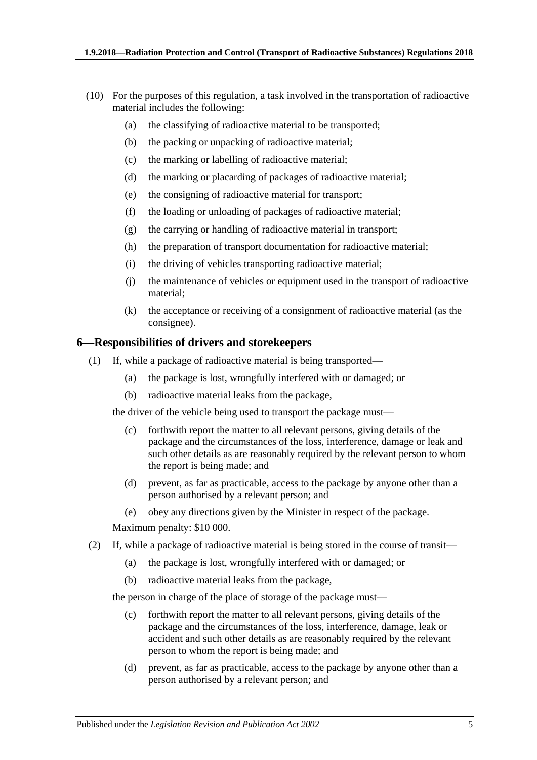(10) For the purposes of this regulation, a task involved in the transportation of radioactive material includes the following:

- (a) the classifying of radioactive material to be transported;
- (b) the packing or unpacking of radioactive material;
- (c) the marking or labelling of radioactive material;
- (d) the marking or placarding of packages of radioactive material;
- (e) the consigning of radioactive material for transport;
- (f) the loading or unloading of packages of radioactive material;
- (g) the carrying or handling of radioactive material in transport;
- (h) the preparation of transport documentation for radioactive material;
- (i) the driving of vehicles transporting radioactive material;
- (j) the maintenance of vehicles or equipment used in the transport of radioactive material;
- (k) the acceptance or receiving of a consignment of radioactive material (as the consignee).

## 6—Responsibilities of drivers and storekeepers

(1) If, while a package of radioactive material is being transported—

- (a) the package is lost, wrongfully interfered with or damaged; or
- (b) radioactive material leaks from the package,

the driver of the vehicle being used to transport the package must—

- (c) forthwith report the matter to all relevant persons, giving details of the package and the circumstances of the loss, interference, damage or leak and such other details as are reasonably required by the relevant person to whom the report is being made; and
- (d) prevent, as far as practicable, access to the package by anyone other than a person authorised by a relevant person; and
- (e) obey any directions given by the Minister in respect of the package.

Maximum penalty: $10 000.

(2) If, while a package of radioactive material is being stored in the course of transit—

- (a) the package is lost, wrongfully interfered with or damaged; or
- (b) radioactive material leaks from the package,

the person in charge of the place of storage of the package must—

- (c) forthwith report the matter to all relevant persons, giving details of the package and the circumstances of the loss, interference, damage, leak or accident and such other details as are reasonably required by the relevant person to whom the report is being made; and
- (d) prevent, as far as practicable, access to the package by anyone other than a person authorised by a relevant person; and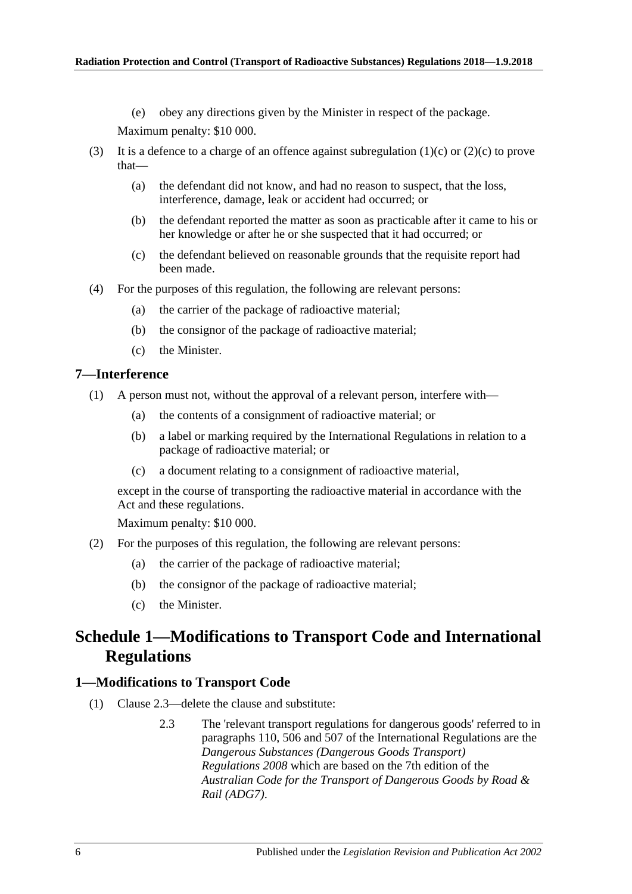(e) obey any directions given by the Minister in respect of the package.

Maximum penalty: $10 000.

(3) It is a defence to a charge of an offence against subregulation (1)(c) or (2)(c) to prove that—

(a) the defendant did not know, and had no reason to suspect, that the loss, interference, damage, leak or accident had occurred; or

(b) the defendant reported the matter as soon as practicable after it came to his or her knowledge or after he or she suspected that it had occurred; or

(c) the defendant believed on reasonable grounds that the requisite report had been made.

(4) For the purposes of this regulation, the following are relevant persons:

(a) the carrier of the package of radioactive material;

(b) the consignor of the package of radioactive material;

(c) the Minister.

### 7—Interference

(1) A person must not, without the approval of a relevant person, interfere with—

(a) the contents of a consignment of radioactive material; or

(b) a label or marking required by the International Regulations in relation to a package of radioactive material; or

(c) a document relating to a consignment of radioactive material,

except in the course of transporting the radioactive material in accordance with the Act and these regulations.

Maximum penalty: $10 000.

(2) For the purposes of this regulation, the following are relevant persons:

(a) the carrier of the package of radioactive material;

(b) the consignor of the package of radioactive material;

(c) the Minister.

## Schedule 1—Modifications to Transport Code and International Regulations

### 1—Modifications to Transport Code

(1) Clause 2.3—delete the clause and substitute:

2.3 The 'relevant transport regulations for dangerous goods' referred to in paragraphs 110, 506 and 507 of the International Regulations are the *Dangerous Substances (Dangerous Goods Transport) Regulations 2008* which are based on the 7th edition of the *Australian Code for the Transport of Dangerous Goods by Road & Rail (ADG7)*.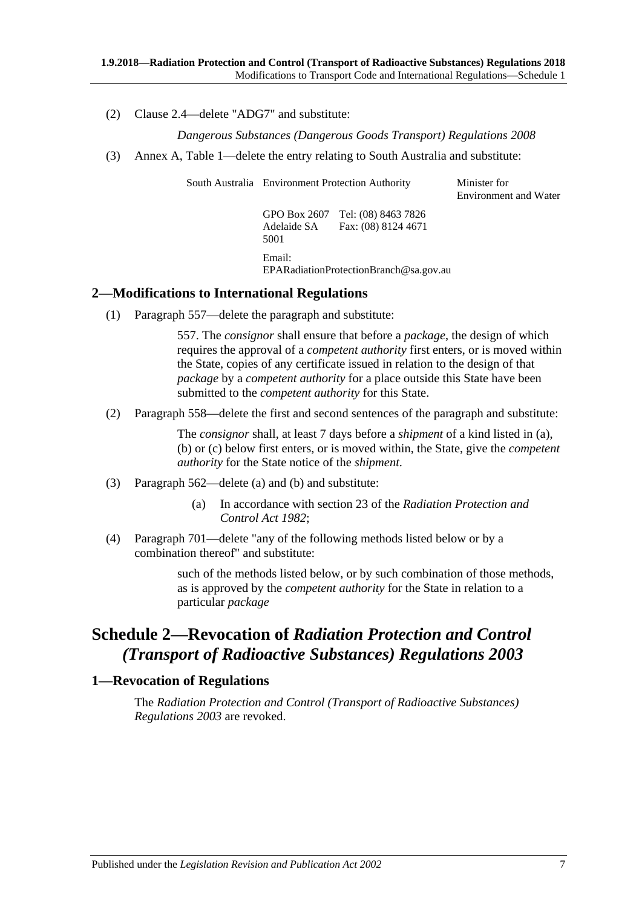(2) Clause 2.4—delete "ADG7" and substitute:

*Dangerous Substances (Dangerous Goods Transport) Regulations 2008*

(3) Annex A, Table 1—delete the entry relating to South Australia and substitute:

| | | | |
|---|---|---|---|
| South Australia | Environment Protection Authority | | Minister for Environment and Water |
| | GPO Box 2607 Adelaide SA 5001 | Tel: (08) 8463 7826 Fax: (08) 8124 4671 | |
| | Email: EPARadiationProtectionBranch@sa.gov.au | | |

## 2—Modifications to International Regulations

(1) Paragraph 557—delete the paragraph and substitute:

> 557. The *consignor* shall ensure that before a *package*, the design of which requires the approval of a *competent authority* first enters, or is moved within the State, copies of any certificate issued in relation to the design of that *package* by a *competent authority* for a place outside this State have been submitted to the *competent authority* for this State.

(2) Paragraph 558—delete the first and second sentences of the paragraph and substitute:

> The *consignor* shall, at least 7 days before a *shipment* of a kind listed in (a), (b) or (c) below first enters, or is moved within, the State, give the *competent authority* for the State notice of the *shipment*.

(3) Paragraph 562—delete (a) and (b) and substitute:

> (a) In accordance with section 23 of the *Radiation Protection and Control Act 1982*;

(4) Paragraph 701—delete "any of the following methods listed below or by a combination thereof" and substitute:

> such of the methods listed below, or by such combination of those methods, as is approved by the *competent authority* for the State in relation to a particular *package*

# Schedule 2—Revocation of *Radiation Protection and Control (Transport of Radioactive Substances) Regulations 2003*

## 1—Revocation of Regulations

The *Radiation Protection and Control (Transport of Radioactive Substances) Regulations 2003* are revoked.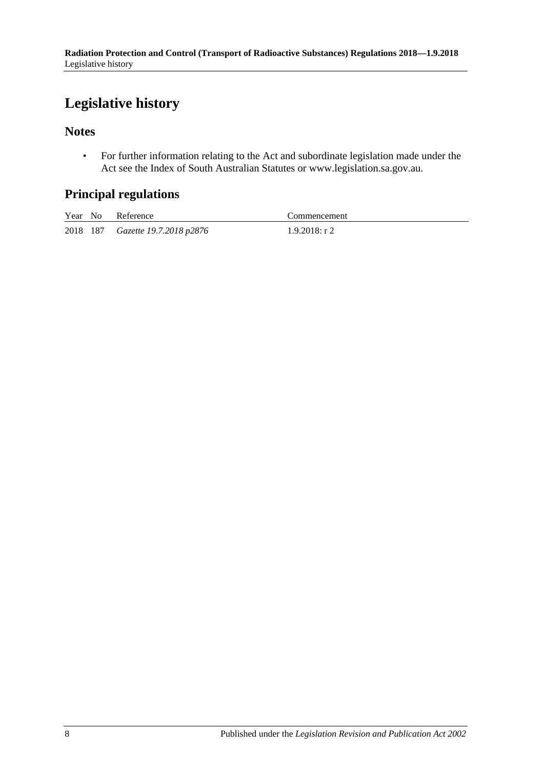# Legislative history

## Notes

- For further information relating to the Act and subordinate legislation made under the Act see the Index of South Australian Statutes or www.legislation.sa.gov.au.

## Principal regulations

| Year | No | Reference | Commencement |
|---|---|---|---|
| 2018 | 187 | *Gazette 19.7.2018 p2876* | 1.9.2018: r 2 |